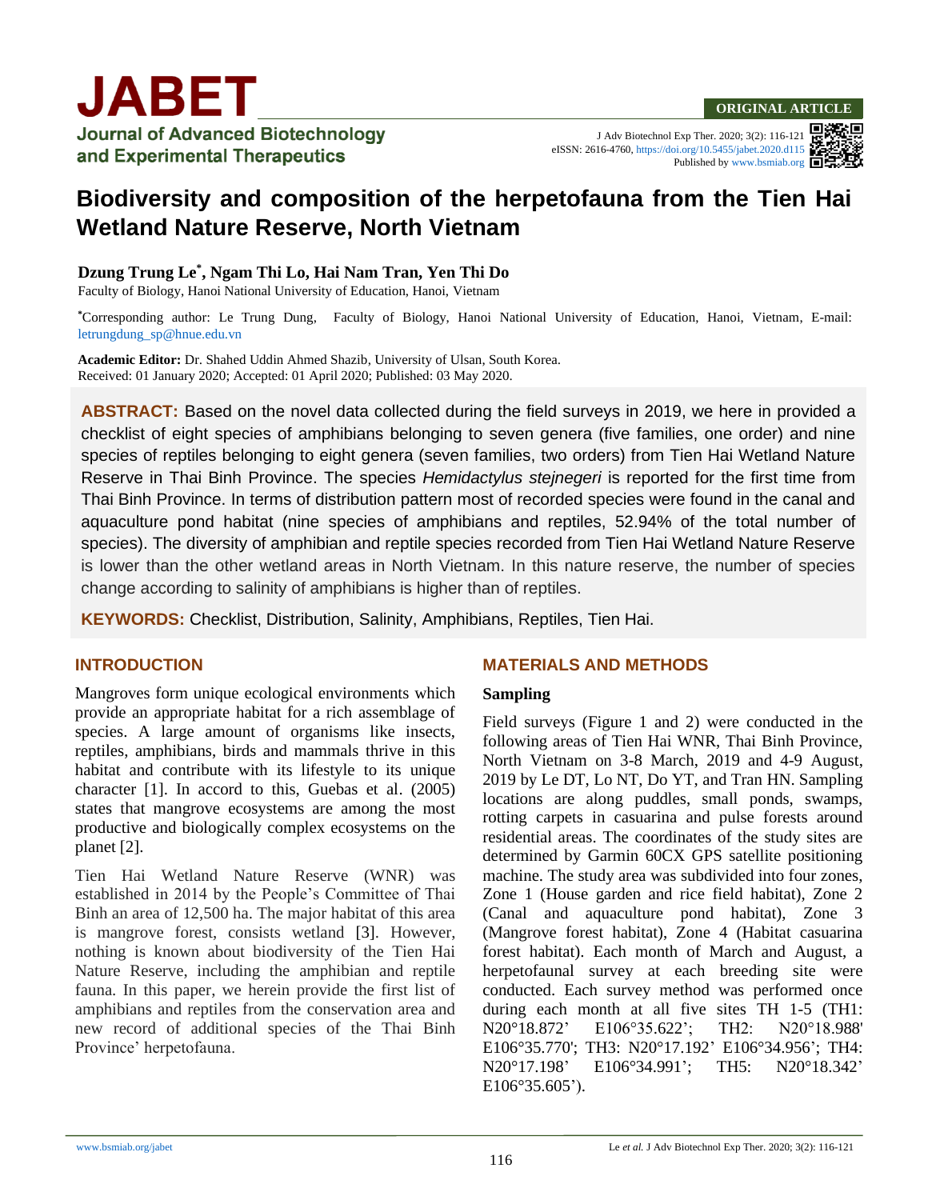**ORIGINAL ARTICLE**

# Biodiversity and composition of the herpetofauna from the Tien Hai Wetland Nature Reserve, North Vietnam

**Dzung Trung Le*, Ngam Thi Lo, Hai Nam Tran, Yen Thi Do**

Faculty of Biology, Hanoi National University of Education, Hanoi, Vietnam

*Corresponding author: Le Trung Dung, Faculty of Biology, Hanoi National University of Education, Hanoi, Vietnam, E-mail: letrungdung_sp@hnue.edu.vn

**Academic Editor:** Dr. Shahed Uddin Ahmed Shazib, University of Ulsan, South Korea.
Received: 01 January 2020; Accepted: 01 April 2020; Published: 03 May 2020.

**ABSTRACT:** Based on the novel data collected during the field surveys in 2019, we here in provided a checklist of eight species of amphibians belonging to seven genera (five families, one order) and nine species of reptiles belonging to eight genera (seven families, two orders) from Tien Hai Wetland Nature Reserve in Thai Binh Province. The species *Hemidactylus stejnegeri* is reported for the first time from Thai Binh Province. In terms of distribution pattern most of recorded species were found in the canal and aquaculture pond habitat (nine species of amphibians and reptiles, 52.94% of the total number of species). The diversity of amphibian and reptile species recorded from Tien Hai Wetland Nature Reserve is lower than the other wetland areas in North Vietnam. In this nature reserve, the number of species change according to salinity of amphibians is higher than of reptiles.

**KEYWORDS:** Checklist, Distribution, Salinity, Amphibians, Reptiles, Tien Hai.

## INTRODUCTION

Mangroves form unique ecological environments which provide an appropriate habitat for a rich assemblage of species. A large amount of organisms like insects, reptiles, amphibians, birds and mammals thrive in this habitat and contribute with its lifestyle to its unique character [1]. In accord to this, Guebas et al. (2005) states that mangrove ecosystems are among the most productive and biologically complex ecosystems on the planet [2].

Tien Hai Wetland Nature Reserve (WNR) was established in 2014 by the People's Committee of Thai Binh an area of 12,500 ha. The major habitat of this area is mangrove forest, consists wetland [3]. However, nothing is known about biodiversity of the Tien Hai Nature Reserve, including the amphibian and reptile fauna. In this paper, we herein provide the first list of amphibians and reptiles from the conservation area and new record of additional species of the Thai Binh Province' herpetofauna.

## MATERIALS AND METHODS

### Sampling

Field surveys (Figure 1 and 2) were conducted in the following areas of Tien Hai WNR, Thai Binh Province, North Vietnam on 3-8 March, 2019 and 4-9 August, 2019 by Le DT, Lo NT, Do YT, and Tran HN. Sampling locations are along puddles, small ponds, swamps, rotting carpets in casuarina and pulse forests around residential areas. The coordinates of the study sites are determined by Garmin 60CX GPS satellite positioning machine. The study area was subdivided into four zones, Zone 1 (House garden and rice field habitat), Zone 2 (Canal and aquaculture pond habitat), Zone 3 (Mangrove forest habitat), Zone 4 (Habitat casuarina forest habitat). Each month of March and August, a herpetofaunal survey at each breeding site were conducted. Each survey method was performed once during each month at all five sites TH 1-5 (TH1: N20°18.872' E106°35.622'; TH2: N20°18.988' E106°35.770'; TH3: N20°17.192' E106°34.956'; TH4: N20°17.198' E106°34.991'; TH5: N20°18.342' E106°35.605').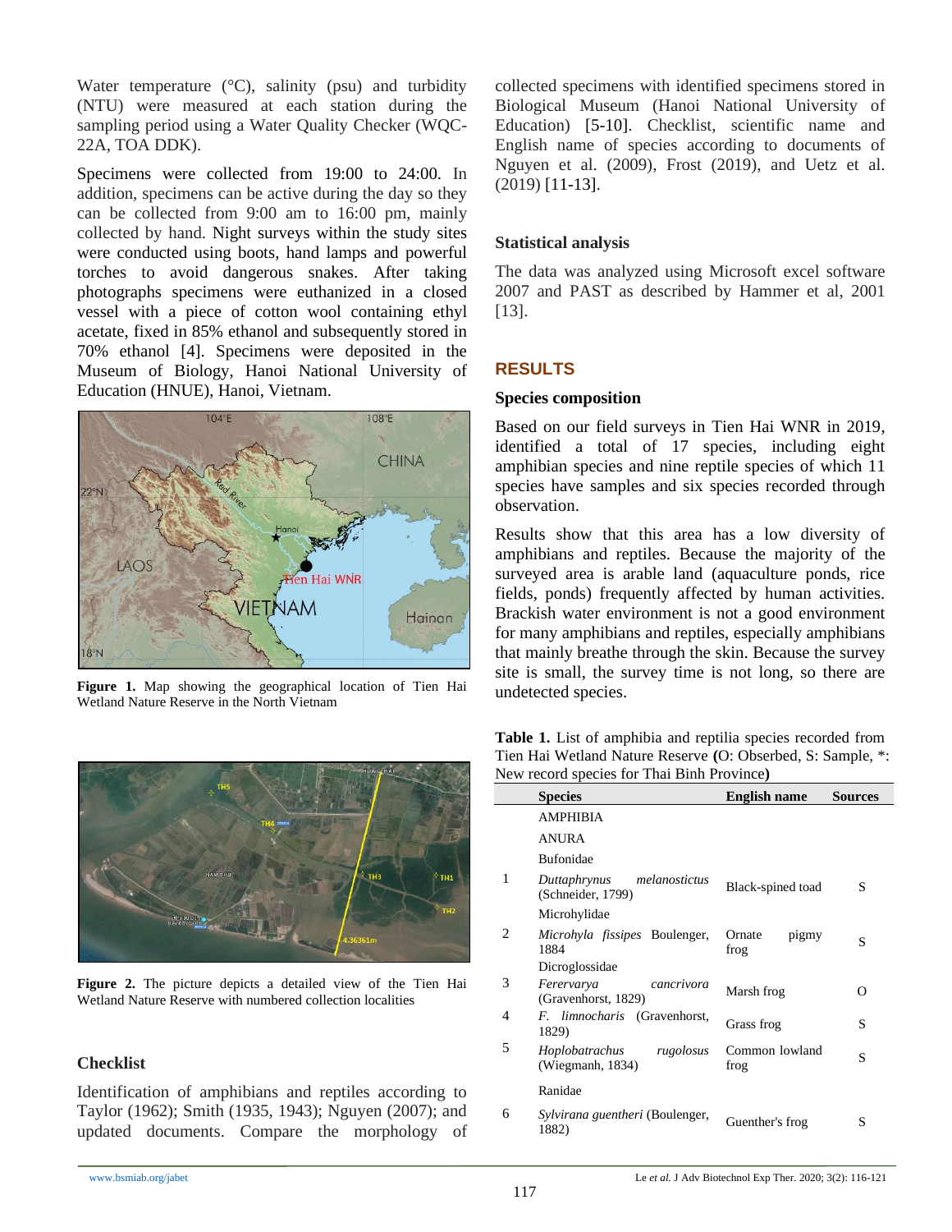Water temperature (°C), salinity (psu) and turbidity (NTU) were measured at each station during the sampling period using a Water Quality Checker (WQC-22A, TOA DDK).

Specimens were collected from 19:00 to 24:00. In addition, specimens can be active during the day so they can be collected from 9:00 am to 16:00 pm, mainly collected by hand. Night surveys within the study sites were conducted using boots, hand lamps and powerful torches to avoid dangerous snakes. After taking photographs specimens were euthanized in a closed vessel with a piece of cotton wool containing ethyl acetate, fixed in 85% ethanol and subsequently stored in 70% ethanol [4]. Specimens were deposited in the Museum of Biology, Hanoi National University of Education (HNUE), Hanoi, Vietnam.

**Figure 1.** Map showing the geographical location of Tien Hai Wetland Nature Reserve in the North Vietnam

**Figure 2.** The picture depicts a detailed view of the Tien Hai Wetland Nature Reserve with numbered collection localities

### Checklist

Identification of amphibians and reptiles according to Taylor (1962); Smith (1935, 1943); Nguyen (2007); and updated documents. Compare the morphology of collected specimens with identified specimens stored in Biological Museum (Hanoi National University of Education) [5-10]. Checklist, scientific name and English name of species according to documents of Nguyen et al. (2009), Frost (2019), and Uetz et al. (2019) [11-13].

### Statistical analysis

The data was analyzed using Microsoft excel software 2007 and PAST as described by Hammer et al, 2001 [13].

## RESULTS

### Species composition

Based on our field surveys in Tien Hai WNR in 2019, identified a total of 17 species, including eight amphibian species and nine reptile species of which 11 species have samples and six species recorded through observation.

Results show that this area has a low diversity of amphibians and reptiles. Because the majority of the surveyed area is arable land (aquaculture ponds, rice fields, ponds) frequently affected by human activities. Brackish water environment is not a good environment for many amphibians and reptiles, especially amphibians that mainly breathe through the skin. Because the survey site is small, the survey time is not long, so there are undetected species.

**Table 1.** List of amphibia and reptilia species recorded from Tien Hai Wetland Nature Reserve **(**O: Obserbed, S: Sample, *: New record species for Thai Binh Province**)**

| | Species | English name | Sources |
|---|---|---|---|
| | AMPHIBIA | | |
| | ANURA | | |
| | Bufonidae | | |
| 1 | *Duttaphrynus melanostictus* (Schneider, 1799) | Black-spined toad | S |
| | Microhylidae | | |
| 2 | *Microhyla fissipes* Boulenger, 1884 | Ornate pigmy frog | S |
| | Dicroglossidae | | |
| 3 | *Ferervarya cancrivora* (Gravenhorst, 1829) | Marsh frog | O |
| 4 | *F. limnocharis* (Gravenhorst, 1829) | Grass frog | S |
| 5 | *Hoplobatrachus rugolosus* (Wiegmanh, 1834) | Common lowland frog | S |
| | Ranidae | | |
| 6 | *Sylvirana guentheri* (Boulenger, 1882) | Guenther's frog | S |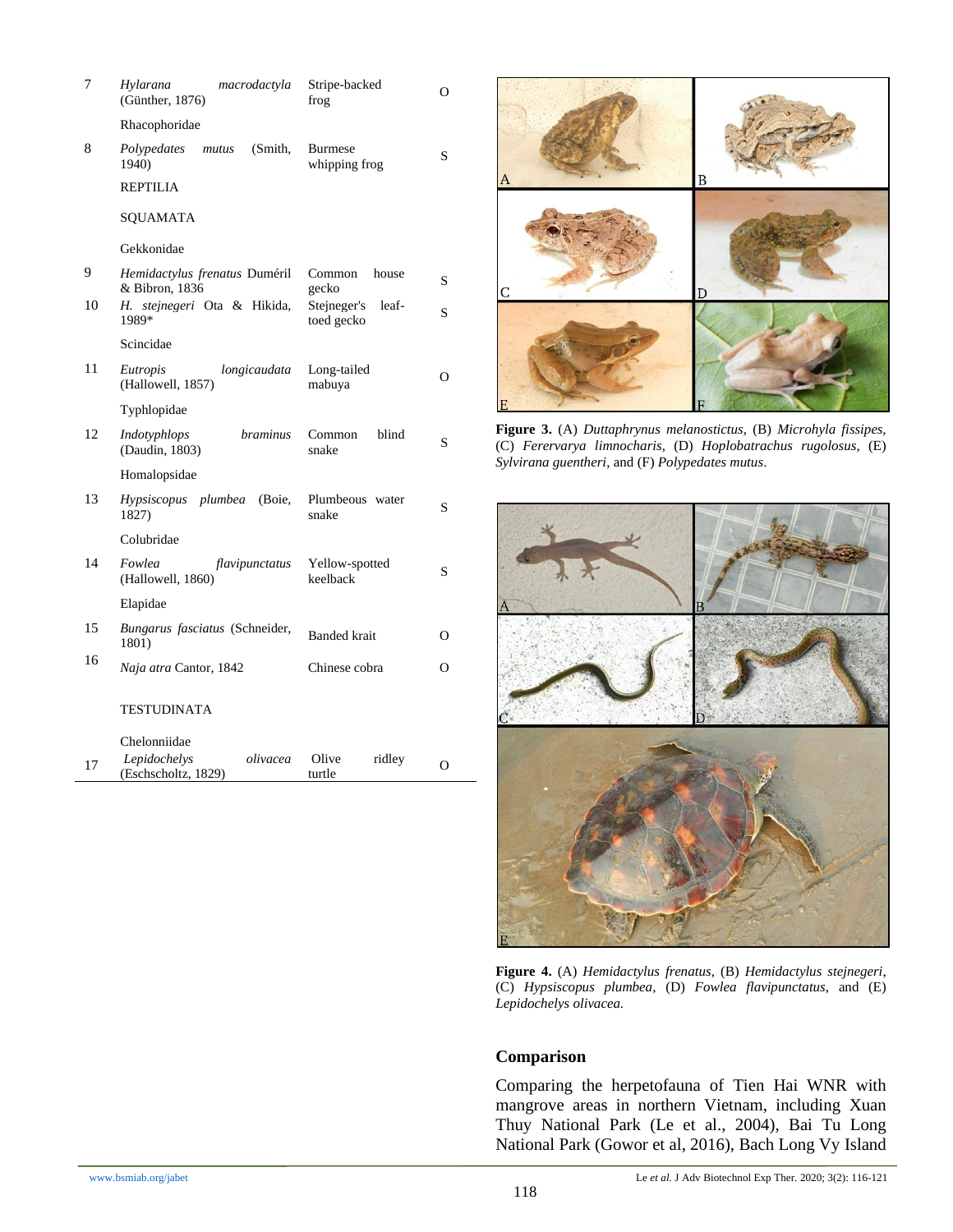| | | | |
|---|---|---|---|
| 7 | *Hylarana macrodactyla* (Günther, 1876) | Stripe-backed frog | O |
| | Rhacophoridae | | |
| 8 | *Polypedates mutus* (Smith, 1940) | Burmese whipping frog | S |
| | REPTILIA | | |
| | SQUAMATA | | |
| | Gekkonidae | | |
| 9 | *Hemidactylus frenatus* Duméril & Bibron, 1836 | Common house gecko | S |
| 10 | *H. stejnegeri* Ota & Hikida, 1989* | Stejneger's leaf-toed gecko | S |
| | Scincidae | | |
| 11 | *Eutropis longicaudata* (Hallowell, 1857) | Long-tailed mabuya | O |
| | Typhlopidae | | |
| 12 | *Indotyphlops braminus* (Daudin, 1803) | Common blind snake | S |
| | Homalopsidae | | |
| 13 | *Hypsiscopus plumbea* (Boie, 1827) | Plumbeous water snake | S |
| | Colubridae | | |
| 14 | *Fowlea flavipunctatus* (Hallowell, 1860) | Yellow-spotted keelback | S |
| | Elapidae | | |
| 15 | *Bungarus fasciatus* (Schneider, 1801) | Banded krait | O |
| 16 | *Naja atra* Cantor, 1842 | Chinese cobra | O |
| | TESTUDINATA | | |
| | Chelonniidae | | |
| 17 | *Lepidochelys olivacea* (Eschscholtz, 1829) | Olive ridley turtle | O |

**Figure 3.** (A) *Duttaphrynus melanostictus*, (B) *Microhyla fissipes*, (C) *Ferervarya limnocharis*, (D) *Hoplobatrachus rugolosus*, (E) *Sylvirana guentheri*, and (F) *Polypedates mutus*.

**Figure 4.** (A) *Hemidactylus frenatus*, (B) *Hemidactylus stejnegeri*, (C) *Hypsiscopus plumbea*, (D) *Fowlea flavipunctatus*, and (E) *Lepidochelys olivacea.*

## Comparison

Comparing the herpetofauna of Tien Hai WNR with mangrove areas in northern Vietnam, including Xuan Thuy National Park (Le et al., 2004), Bai Tu Long National Park (Gowor et al, 2016), Bach Long Vy Island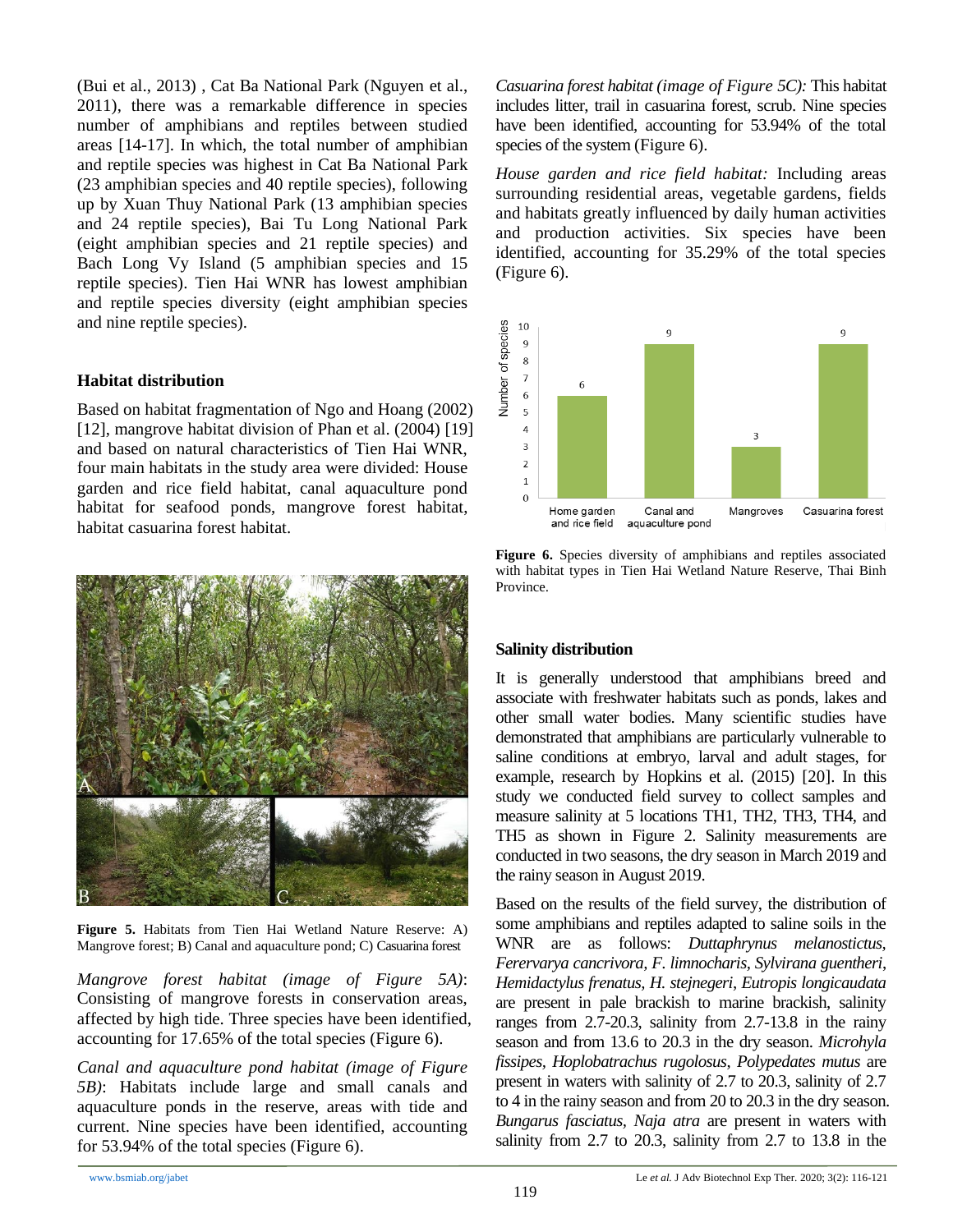(Bui et al., 2013) , Cat Ba National Park (Nguyen et al., 2011), there was a remarkable difference in species number of amphibians and reptiles between studied areas [14-17]. In which, the total number of amphibian and reptile species was highest in Cat Ba National Park (23 amphibian species and 40 reptile species), following up by Xuan Thuy National Park (13 amphibian species and 24 reptile species), Bai Tu Long National Park (eight amphibian species and 21 reptile species) and Bach Long Vy Island (5 amphibian species and 15 reptile species). Tien Hai WNR has lowest amphibian and reptile species diversity (eight amphibian species and nine reptile species).

### Habitat distribution

Based on habitat fragmentation of Ngo and Hoang (2002) [12], mangrove habitat division of Phan et al. (2004) [19] and based on natural characteristics of Tien Hai WNR, four main habitats in the study area were divided: House garden and rice field habitat, canal aquaculture pond habitat for seafood ponds, mangrove forest habitat, habitat casuarina forest habitat.

**Figure 5.** Habitats from Tien Hai Wetland Nature Reserve: A) Mangrove forest; B) Canal and aquaculture pond; C) Casuarina forest

*Mangrove forest habitat (image of Figure 5A)*: Consisting of mangrove forests in conservation areas, affected by high tide. Three species have been identified, accounting for 17.65% of the total species (Figure 6).

*Canal and aquaculture pond habitat (image of Figure 5B)*: Habitats include large and small canals and aquaculture ponds in the reserve, areas with tide and current. Nine species have been identified, accounting for 53.94% of the total species (Figure 6).

*Casuarina forest habitat (image of Figure 5C):* This habitat includes litter, trail in casuarina forest, scrub. Nine species have been identified, accounting for 53.94% of the total species of the system (Figure 6).

*House garden and rice field habitat:* Including areas surrounding residential areas, vegetable gardens, fields and habitats greatly influenced by daily human activities and production activities. Six species have been identified, accounting for 35.29% of the total species (Figure 6).

**Figure 6.** Species diversity of amphibians and reptiles associated with habitat types in Tien Hai Wetland Nature Reserve, Thai Binh Province.

### Salinity distribution

It is generally understood that amphibians breed and associate with freshwater habitats such as ponds, lakes and other small water bodies. Many scientific studies have demonstrated that amphibians are particularly vulnerable to saline conditions at embryo, larval and adult stages, for example, research by Hopkins et al. (2015) [20]. In this study we conducted field survey to collect samples and measure salinity at 5 locations TH1, TH2, TH3, TH4, and TH5 as shown in Figure 2. Salinity measurements are conducted in two seasons, the dry season in March 2019 and the rainy season in August 2019.

Based on the results of the field survey, the distribution of some amphibians and reptiles adapted to saline soils in the WNR are as follows: *Duttaphrynus melanostictus, Ferervarya cancrivora, F. limnocharis, Sylvirana guentheri, Hemidactylus frenatus, H. stejnegeri, Eutropis longicaudata* are present in pale brackish to marine brackish, salinity ranges from 2.7-20.3, salinity from 2.7-13.8 in the rainy season and from 13.6 to 20.3 in the dry season. *Microhyla fissipes, Hoplobatrachus rugolosus, Polypedates mutus* are present in waters with salinity of 2.7 to 20.3, salinity of 2.7 to 4 in the rainy season and from 20 to 20.3 in the dry season. *Bungarus fasciatus, Naja atra* are present in waters with salinity from 2.7 to 20.3, salinity from 2.7 to 13.8 in the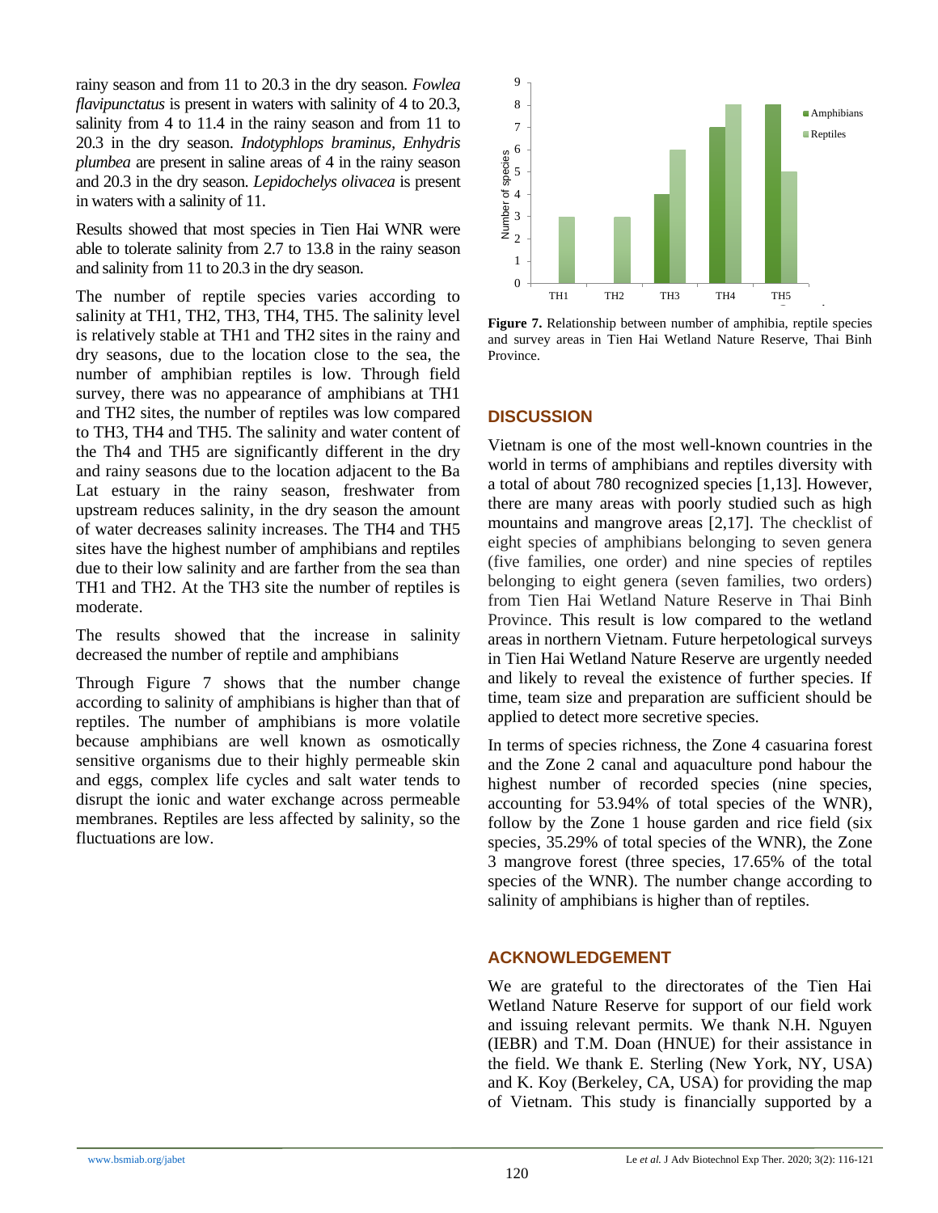rainy season and from 11 to 20.3 in the dry season. *Fowlea flavipunctatus* is present in waters with salinity of 4 to 20.3, salinity from 4 to 11.4 in the rainy season and from 11 to 20.3 in the dry season. *Indotyphlops braminus*, *Enhydris plumbea* are present in saline areas of 4 in the rainy season and 20.3 in the dry season. *Lepidochelys olivacea* is present in waters with a salinity of 11.

Results showed that most species in Tien Hai WNR were able to tolerate salinity from 2.7 to 13.8 in the rainy season and salinity from 11 to 20.3 in the dry season.

The number of reptile species varies according to salinity at TH1, TH2, TH3, TH4, TH5. The salinity level is relatively stable at TH1 and TH2 sites in the rainy and dry seasons, due to the location close to the sea, the number of amphibian reptiles is low. Through field survey, there was no appearance of amphibians at TH1 and TH2 sites, the number of reptiles was low compared to TH3, TH4 and TH5. The salinity and water content of the Th4 and TH5 are significantly different in the dry and rainy seasons due to the location adjacent to the Ba Lat estuary in the rainy season, freshwater from upstream reduces salinity, in the dry season the amount of water decreases salinity increases. The TH4 and TH5 sites have the highest number of amphibians and reptiles due to their low salinity and are farther from the sea than TH1 and TH2. At the TH3 site the number of reptiles is moderate.

The results showed that the increase in salinity decreased the number of reptile and amphibians

Through Figure 7 shows that the number change according to salinity of amphibians is higher than that of reptiles. The number of amphibians is more volatile because amphibians are well known as osmotically sensitive organisms due to their highly permeable skin and eggs, complex life cycles and salt water tends to disrupt the ionic and water exchange across permeable membranes. Reptiles are less affected by salinity, so the fluctuations are low.

| Site | Amphibians | Reptiles |
|---|---|---|
| TH1 | 0 | 3 |
| TH2 | 0 | 3 |
| TH3 | 4 | 6 |
| TH4 | 7 | 8 |
| TH5 | 8 | 5 |

**Figure 7.** Relationship between number of amphibia, reptile species and survey areas in Tien Hai Wetland Nature Reserve, Thai Binh Province.

## DISCUSSION

Vietnam is one of the most well-known countries in the world in terms of amphibians and reptiles diversity with a total of about 780 recognized species [1,13]. However, there are many areas with poorly studied such as high mountains and mangrove areas [2,17]. The checklist of eight species of amphibians belonging to seven genera (five families, one order) and nine species of reptiles belonging to eight genera (seven families, two orders) from Tien Hai Wetland Nature Reserve in Thai Binh Province. This result is low compared to the wetland areas in northern Vietnam. Future herpetological surveys in Tien Hai Wetland Nature Reserve are urgently needed and likely to reveal the existence of further species. If time, team size and preparation are sufficient should be applied to detect more secretive species.

In terms of species richness, the Zone 4 casuarina forest and the Zone 2 canal and aquaculture pond habour the highest number of recorded species (nine species, accounting for 53.94% of total species of the WNR), follow by the Zone 1 house garden and rice field (six species, 35.29% of total species of the WNR), the Zone 3 mangrove forest (three species, 17.65% of the total species of the WNR). The number change according to salinity of amphibians is higher than of reptiles.

## ACKNOWLEDGEMENT

We are grateful to the directorates of the Tien Hai Wetland Nature Reserve for support of our field work and issuing relevant permits. We thank N.H. Nguyen (IEBR) and T.M. Doan (HNUE) for their assistance in the field. We thank E. Sterling (New York, NY, USA) and K. Koy (Berkeley, CA, USA) for providing the map of Vietnam. This study is financially supported by a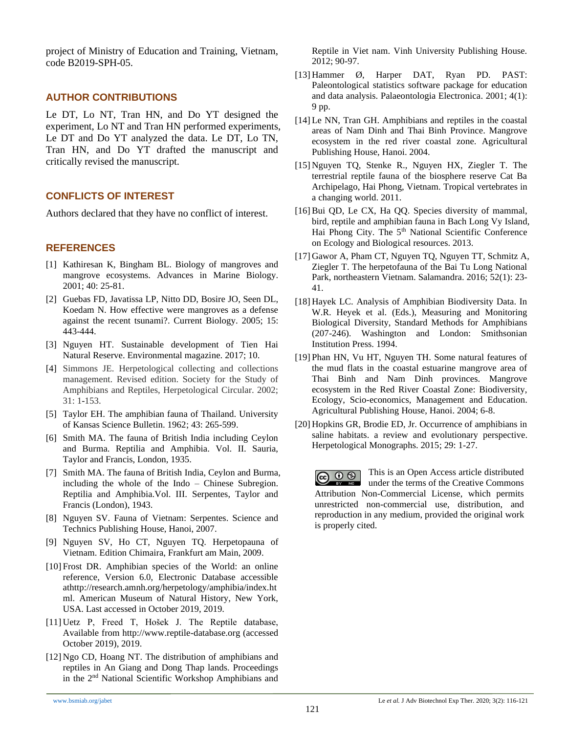project of Ministry of Education and Training, Vietnam, code B2019-SPH-05.

## AUTHOR CONTRIBUTIONS

Le DT, Lo NT, Tran HN, and Do YT designed the experiment, Lo NT and Tran HN performed experiments, Le DT and Do YT analyzed the data. Le DT, Lo TN, Tran HN, and Do YT drafted the manuscript and critically revised the manuscript.

## CONFLICTS OF INTEREST

Authors declared that they have no conflict of interest.

## REFERENCES

[1] Kathiresan K, Bingham BL. Biology of mangroves and mangrove ecosystems. Advances in Marine Biology. 2001; 40: 25-81.

[2] Guebas FD, Javatissa LP, Nitto DD, Bosire JO, Seen DL, Koedam N. How effective were mangroves as a defense against the recent tsunami?. Current Biology. 2005; 15: 443-444.

[3] Nguyen HT. Sustainable development of Tien Hai Natural Reserve. Environmental magazine. 2017; 10.

[4] Simmons JE. Herpetological collecting and collections management. Revised edition. Society for the Study of Amphibians and Reptiles, Herpetological Circular. 2002; 31: 1-153.

[5] Taylor EH. The amphibian fauna of Thailand. University of Kansas Science Bulletin. 1962; 43: 265-599.

[6] Smith MA. The fauna of British India including Ceylon and Burma. Reptilia and Amphibia. Vol. II. Sauria, Taylor and Francis, London, 1935.

[7] Smith MA. The fauna of British India, Ceylon and Burma, including the whole of the Indo – Chinese Subregion. Reptilia and Amphibia.Vol. III. Serpentes, Taylor and Francis (London), 1943.

[8] Nguyen SV. Fauna of Vietnam: Serpentes. Science and Technics Publishing House, Hanoi, 2007.

[9] Nguyen SV, Ho CT, Nguyen TQ. Herpetopauna of Vietnam. Edition Chimaira, Frankfurt am Main, 2009.

[10] Frost DR. Amphibian species of the World: an online reference, Version 6.0, Electronic Database accessible athttp://research.amnh.org/herpetology/amphibia/index.html. American Museum of Natural History, New York, USA. Last accessed in October 2019, 2019.

[11] Uetz P, Freed T, Hošek J. The Reptile database, Available from http://www.reptile-database.org (accessed October 2019), 2019.

[12] Ngo CD, Hoang NT. The distribution of amphibians and reptiles in An Giang and Dong Thap lands. Proceedings in the 2nd National Scientific Workshop Amphibians and Reptile in Viet nam. Vinh University Publishing House. 2012; 90-97.

[13] Hammer Ø, Harper DAT, Ryan PD. PAST: Paleontological statistics software package for education and data analysis. Palaeontologia Electronica. 2001; 4(1): 9 pp.

[14] Le NN, Tran GH. Amphibians and reptiles in the coastal areas of Nam Dinh and Thai Binh Province. Mangrove ecosystem in the red river coastal zone. Agricultural Publishing House, Hanoi. 2004.

[15] Nguyen TQ, Stenke R., Nguyen HX, Ziegler T. The terrestrial reptile fauna of the biosphere reserve Cat Ba Archipelago, Hai Phong, Vietnam. Tropical vertebrates in a changing world. 2011.

[16] Bui QD, Le CX, Ha QQ. Species diversity of mammal, bird, reptile and amphibian fauna in Bach Long Vy Island, Hai Phong City. The 5th National Scientific Conference on Ecology and Biological resources. 2013.

[17] Gawor A, Pham CT, Nguyen TQ, Nguyen TT, Schmitz A, Ziegler T. The herpetofauna of the Bai Tu Long National Park, northeastern Vietnam. Salamandra. 2016; 52(1): 23-41.

[18] Hayek LC. Analysis of Amphibian Biodiversity Data. In W.R. Heyek et al. (Eds.), Measuring and Monitoring Biological Diversity, Standard Methods for Amphibians (207-246). Washington and London: Smithsonian Institution Press. 1994.

[19] Phan HN, Vu HT, Nguyen TH. Some natural features of the mud flats in the coastal estuarine mangrove area of Thai Binh and Nam Dinh provinces. Mangrove ecosystem in the Red River Coastal Zone: Biodiversity, Ecology, Socio-economics, Management and Education. Agricultural Publishing House, Hanoi. 2004; 6-8.

[20] Hopkins GR, Brodie ED, Jr. Occurrence of amphibians in saline habitats. a review and evolutionary perspective. Herpetological Monographs. 2015; 29: 1-27.

This is an Open Access article distributed under the terms of the Creative Commons Attribution Non-Commercial License, which permits unrestricted non-commercial use, distribution, and reproduction in any medium, provided the original work is properly cited.